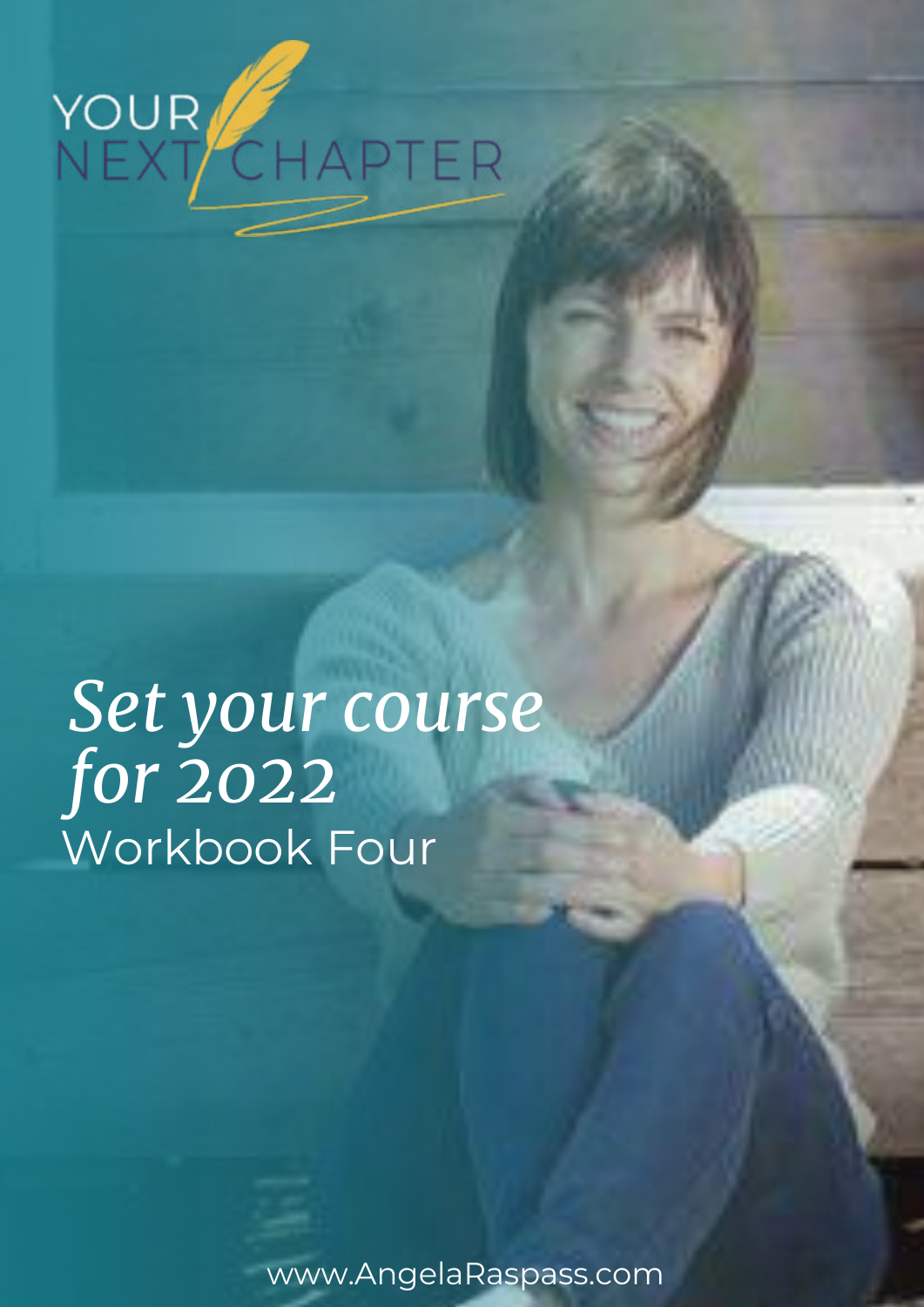YOUR NEXT CHAPTER

# *Set your course for 2022*

## Workbook Four

www.AngelaRaspass.com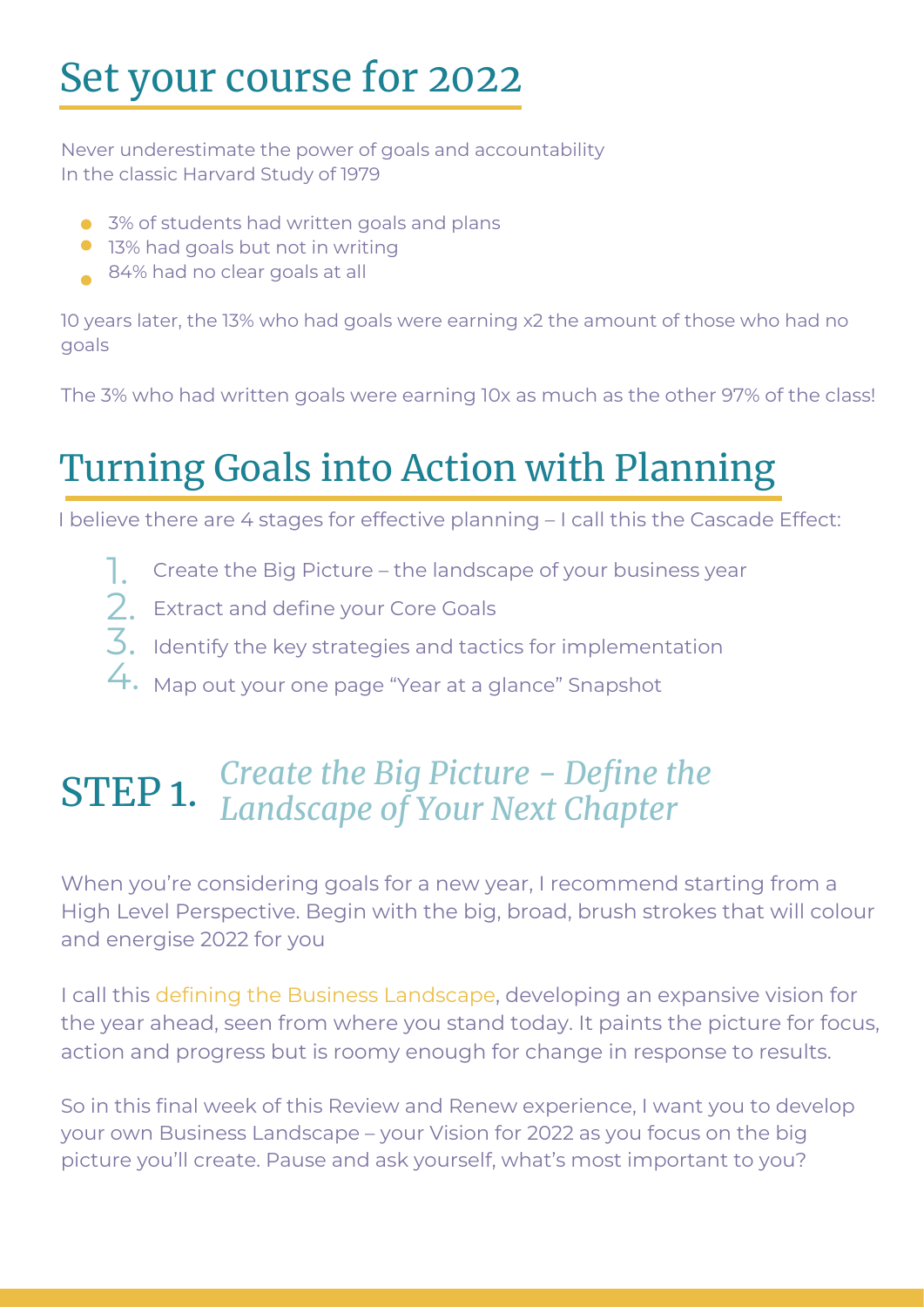# Set your course for 2022

Never underestimate the power of goals and accountability
In the classic Harvard Study of 1979

- 3% of students had written goals and plans
- 13% had goals but not in writing
- 84% had no clear goals at all

10 years later, the 13% who had goals were earning x2 the amount of those who had no goals

The 3% who had written goals were earning 10x as much as the other 97% of the class!

# Turning Goals into Action with Planning

I believe there are 4 stages for effective planning – I call this the Cascade Effect:

1. Create the Big Picture – the landscape of your business year
2. Extract and define your Core Goals
3. Identify the key strategies and tactics for implementation
4. Map out your one page "Year at a glance" Snapshot

## STEP 1. *Create the Big Picture - Define the Landscape of Your Next Chapter*

When you're considering goals for a new year, I recommend starting from a High Level Perspective. Begin with the big, broad, brush strokes that will colour and energise 2022 for you

I call this defining the Business Landscape, developing an expansive vision for the year ahead, seen from where you stand today. It paints the picture for focus, action and progress but is roomy enough for change in response to results.

So in this final week of this Review and Renew experience, I want you to develop your own Business Landscape – your Vision for 2022 as you focus on the big picture you'll create. Pause and ask yourself, what's most important to you?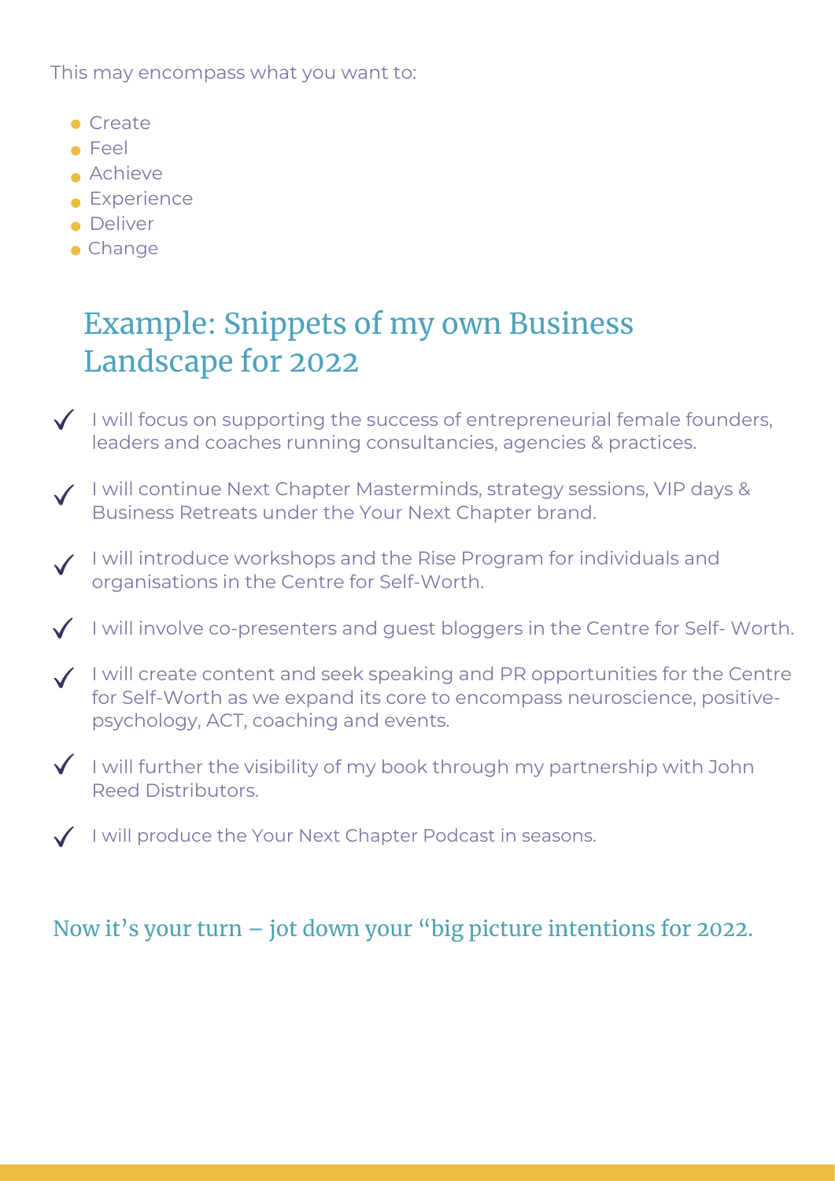This may encompass what you want to:

- Create
- Feel
- Achieve
- Experience
- Deliver
- Change

## Example: Snippets of my own Business Landscape for 2022

- ✓ I will focus on supporting the success of entrepreneurial female founders, leaders and coaches running consultancies, agencies & practices.
- ✓ I will continue Next Chapter Masterminds, strategy sessions, VIP days & Business Retreats under the Your Next Chapter brand.
- ✓ I will introduce workshops and the Rise Program for individuals and organisations in the Centre for Self-Worth.
- ✓ I will involve co-presenters and guest bloggers in the Centre for Self- Worth.
- ✓ I will create content and seek speaking and PR opportunities for the Centre for Self-Worth as we expand its core to encompass neuroscience, positive-psychology, ACT, coaching and events.
- ✓ I will further the visibility of my book through my partnership with John Reed Distributors.
- ✓ I will produce the Your Next Chapter Podcast in seasons.

### Now it's your turn – jot down your "big picture intentions for 2022.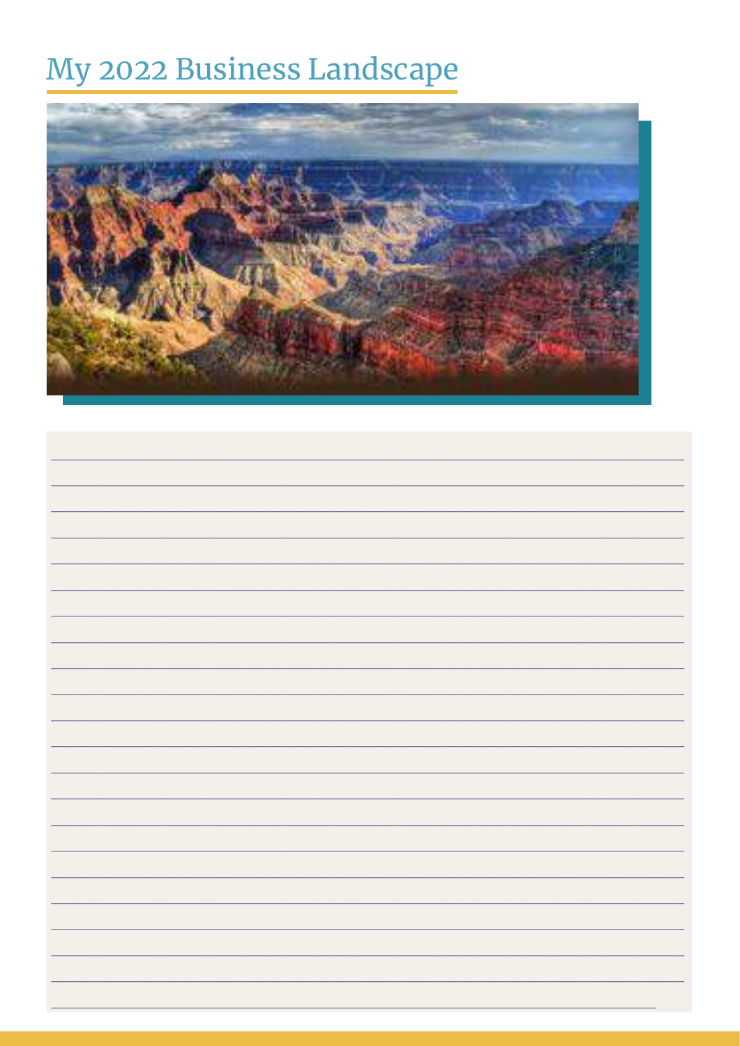# My 2022 Business Landscape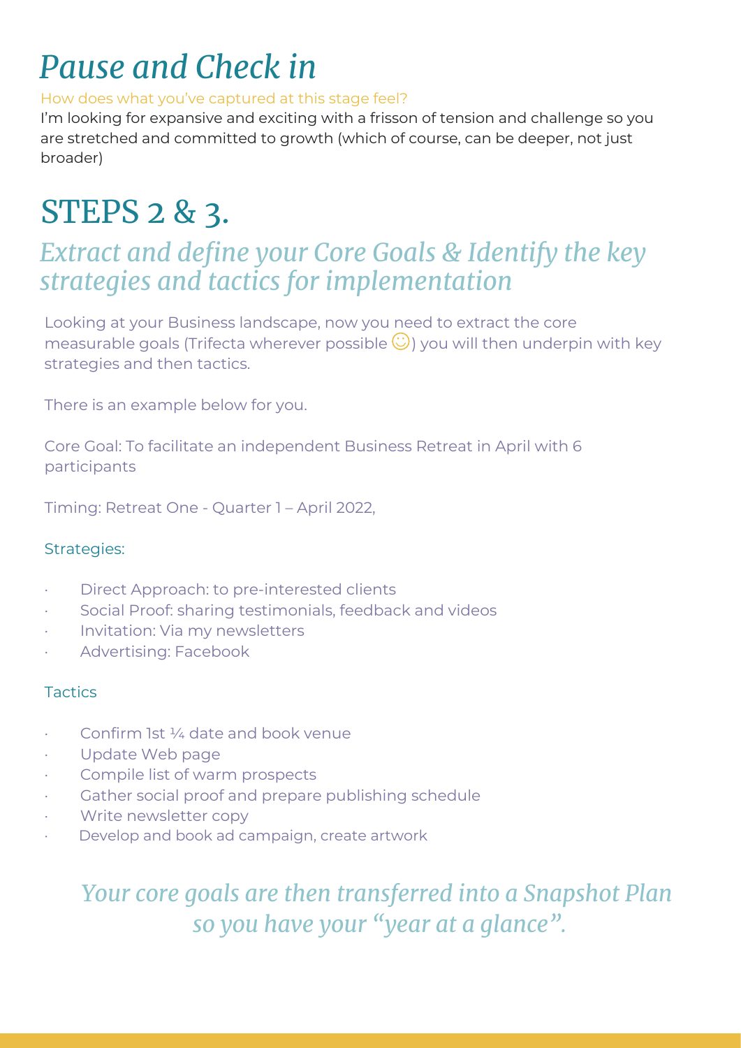# *Pause and Check in*

How does what you've captured at this stage feel?

I'm looking for expansive and exciting with a frisson of tension and challenge so you are stretched and committed to growth (which of course, can be deeper, not just broader)

# STEPS 2 & 3.

## *Extract and define your Core Goals & Identify the key strategies and tactics for implementation*

Looking at your Business landscape, now you need to extract the core measurable goals (Trifecta wherever possible ☺) you will then underpin with key strategies and then tactics.

There is an example below for you.

Core Goal: To facilitate an independent Business Retreat in April with 6 participants

Timing: Retreat One - Quarter 1 – April 2022,

Strategies:

- Direct Approach: to pre-interested clients
- Social Proof: sharing testimonials, feedback and videos
- Invitation: Via my newsletters
- Advertising: Facebook

Tactics

- Confirm 1st ¼ date and book venue
- Update Web page
- Compile list of warm prospects
- Gather social proof and prepare publishing schedule
- Write newsletter copy
- Develop and book ad campaign, create artwork

*Your core goals are then transferred into a Snapshot Plan so you have your "year at a glance".*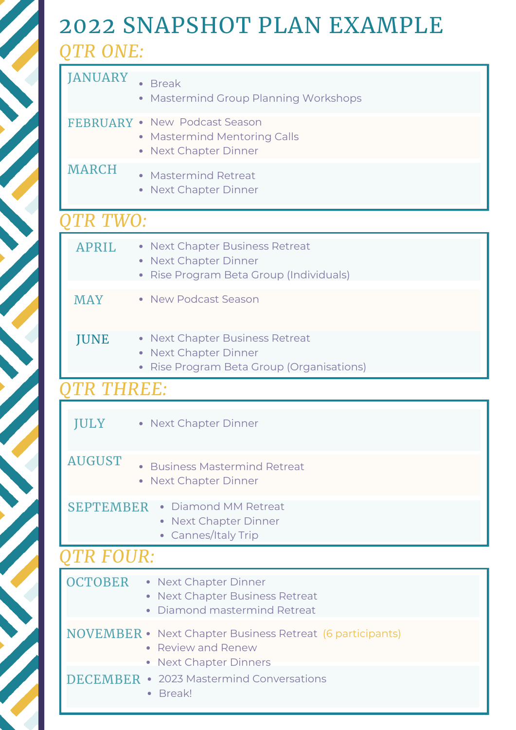# 2022 SNAPSHOT PLAN EXAMPLE

## QTR ONE:

### JANUARY
- Break
- Mastermind Group Planning Workshops

### FEBRUARY
- New  Podcast Season
- Mastermind Mentoring Calls
- Next Chapter Dinner

### MARCH
- Mastermind Retreat
- Next Chapter Dinner

## QTR TWO:

### APRIL
- Next Chapter Business Retreat
- Next Chapter Dinner
- Rise Program Beta Group (Individuals)

### MAY
- New Podcast Season

### JUNE
- Next Chapter Business Retreat
- Next Chapter Dinner
- Rise Program Beta Group (Organisations)

## QTR THREE:

### JULY
- Next Chapter Dinner

### AUGUST
- Business Mastermind Retreat
- Next Chapter Dinner

### SEPTEMBER
- Diamond MM Retreat
- Next Chapter Dinner
- Cannes/Italy Trip

## QTR FOUR:

### OCTOBER
- Next Chapter Dinner
- Next Chapter Business Retreat
- Diamond mastermind Retreat

### NOVEMBER
- Next Chapter Business Retreat (6 participants)
- Review and Renew
- Next Chapter Dinners

### DECEMBER
- 2023 Mastermind Conversations
- Break!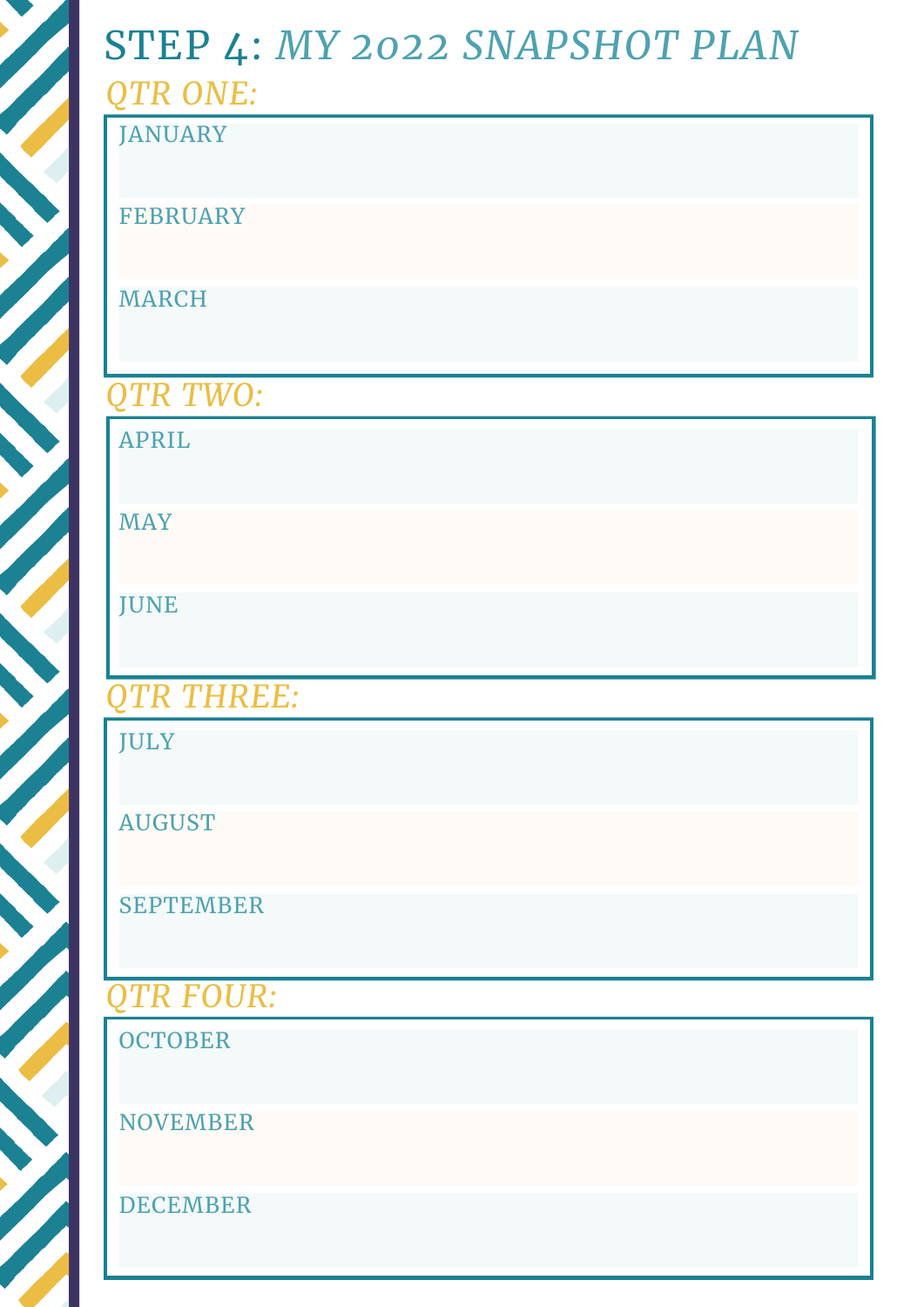# STEP 4: *MY 2022 SNAPSHOT PLAN*

## *QTR ONE:*

JANUARY

FEBRUARY

MARCH

## *QTR TWO:*

APRIL

MAY

JUNE

## *QTR THREE:*

JULY

AUGUST

SEPTEMBER

## *QTR FOUR:*

OCTOBER

NOVEMBER

DECEMBER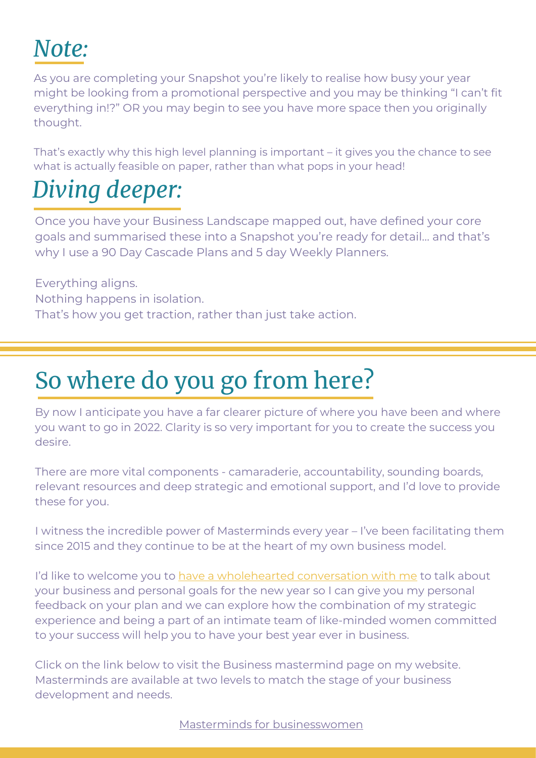## *Note:*

As you are completing your Snapshot you're likely to realise how busy your year might be looking from a promotional perspective and you may be thinking "I can't fit everything in!?" OR you may begin to see you have more space then you originally thought.

That's exactly why this high level planning is important – it gives you the chance to see what is actually feasible on paper, rather than what pops in your head!

## *Diving deeper:*

Once you have your Business Landscape mapped out, have defined your core goals and summarised these into a Snapshot you're ready for detail... and that's why I use a 90 Day Cascade Plans and 5 day Weekly Planners.

Everything aligns.
Nothing happens in isolation.
That's how you get traction, rather than just take action.

# So where do you go from here?

By now I anticipate you have a far clearer picture of where you have been and where you want to go in 2022. Clarity is so very important for you to create the success you desire.

There are more vital components - camaraderie, accountability, sounding boards, relevant resources and deep strategic and emotional support, and I'd love to provide these for you.

I witness the incredible power of Masterminds every year – I've been facilitating them since 2015 and they continue to be at the heart of my own business model.

I'd like to welcome you to have a wholehearted conversation with me to talk about your business and personal goals for the new year so I can give you my personal feedback on your plan and we can explore how the combination of my strategic experience and being a part of an intimate team of like-minded women committed to your success will help you to have your best year ever in business.

Click on the link below to visit the Business mastermind page on my website. Masterminds are available at two levels to match the stage of your business development and needs.

Masterminds for businesswomen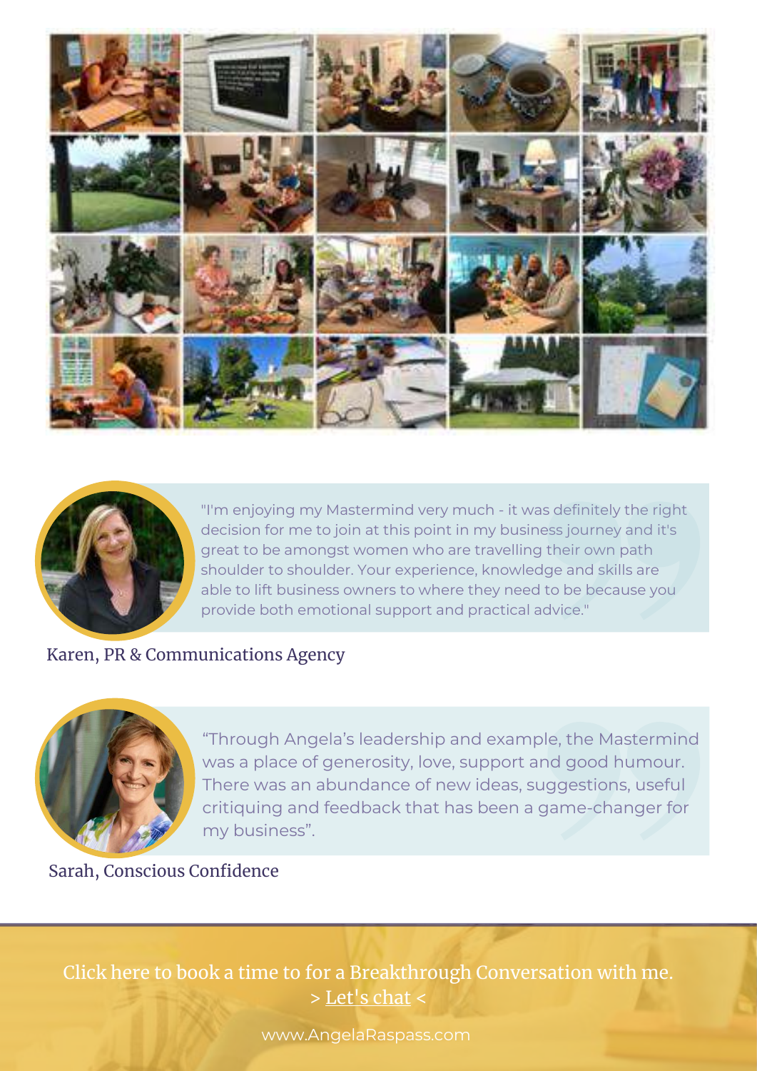"I'm enjoying my Mastermind very much - it was definitely the right decision for me to join at this point in my business journey and it's great to be amongst women who are travelling their own path shoulder to shoulder. Your experience, knowledge and skills are able to lift business owners to where they need to be because you provide both emotional support and practical advice."

Karen, PR & Communications Agency

“Through Angela’s leadership and example, the Mastermind was a place of generosity, love, support and good humour. There was an abundance of new ideas, suggestions, useful critiquing and feedback that has been a game-changer for my business”.

Sarah, Conscious Confidence

Click here to book a time to for a Breakthrough Conversation with me.
> Let's chat <

www.AngelaRaspass.com